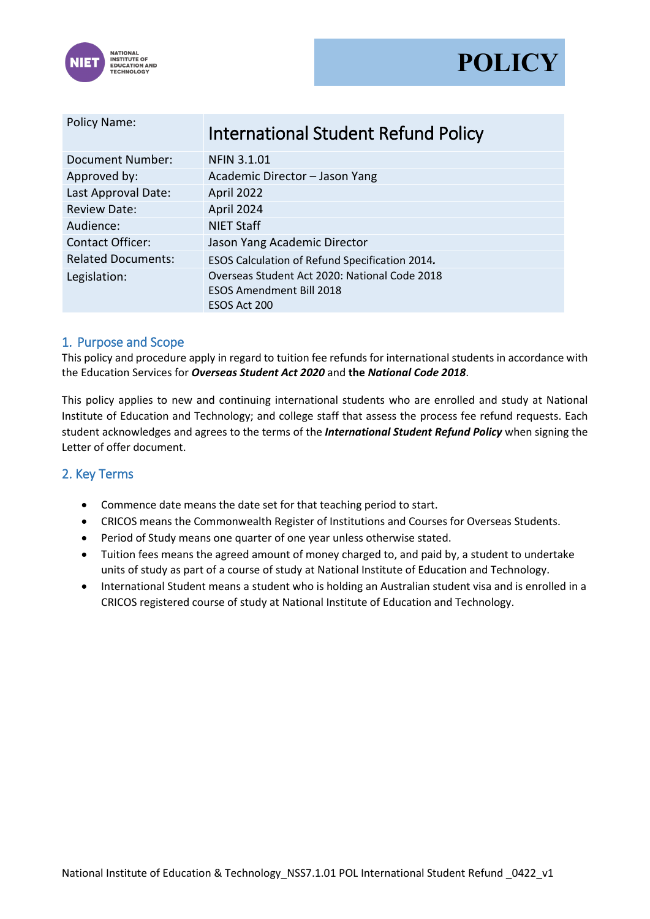# POLICY

| Policy Name: | International Student Refund Policy |
|---|---|
| Document Number: | NFIN 3.1.01 |
| Approved by: | Academic Director – Jason Yang |
| Last Approval Date: | April 2022 |
| Review Date: | April 2024 |
| Audience: | NIET Staff |
| Contact Officer: | Jason Yang Academic Director |
| Related Documents: | ESOS Calculation of Refund Specification 2014**.** |
| Legislation: | Overseas Student Act 2020: National Code 2018<br>ESOS Amendment Bill 2018<br>ESOS Act 200 |

## 1. Purpose and Scope

This policy and procedure apply in regard to tuition fee refunds for international students in accordance with the Education Services for ***Overseas Student Act 2020*** and **the *National Code 2018***.

This policy applies to new and continuing international students who are enrolled and study at National Institute of Education and Technology; and college staff that assess the process fee refund requests. Each student acknowledges and agrees to the terms of the ***International Student Refund Policy*** when signing the Letter of offer document.

## 2. Key Terms

- Commence date means the date set for that teaching period to start.
- CRICOS means the Commonwealth Register of Institutions and Courses for Overseas Students.
- Period of Study means one quarter of one year unless otherwise stated.
- Tuition fees means the agreed amount of money charged to, and paid by, a student to undertake units of study as part of a course of study at National Institute of Education and Technology.
- International Student means a student who is holding an Australian student visa and is enrolled in a CRICOS registered course of study at National Institute of Education and Technology.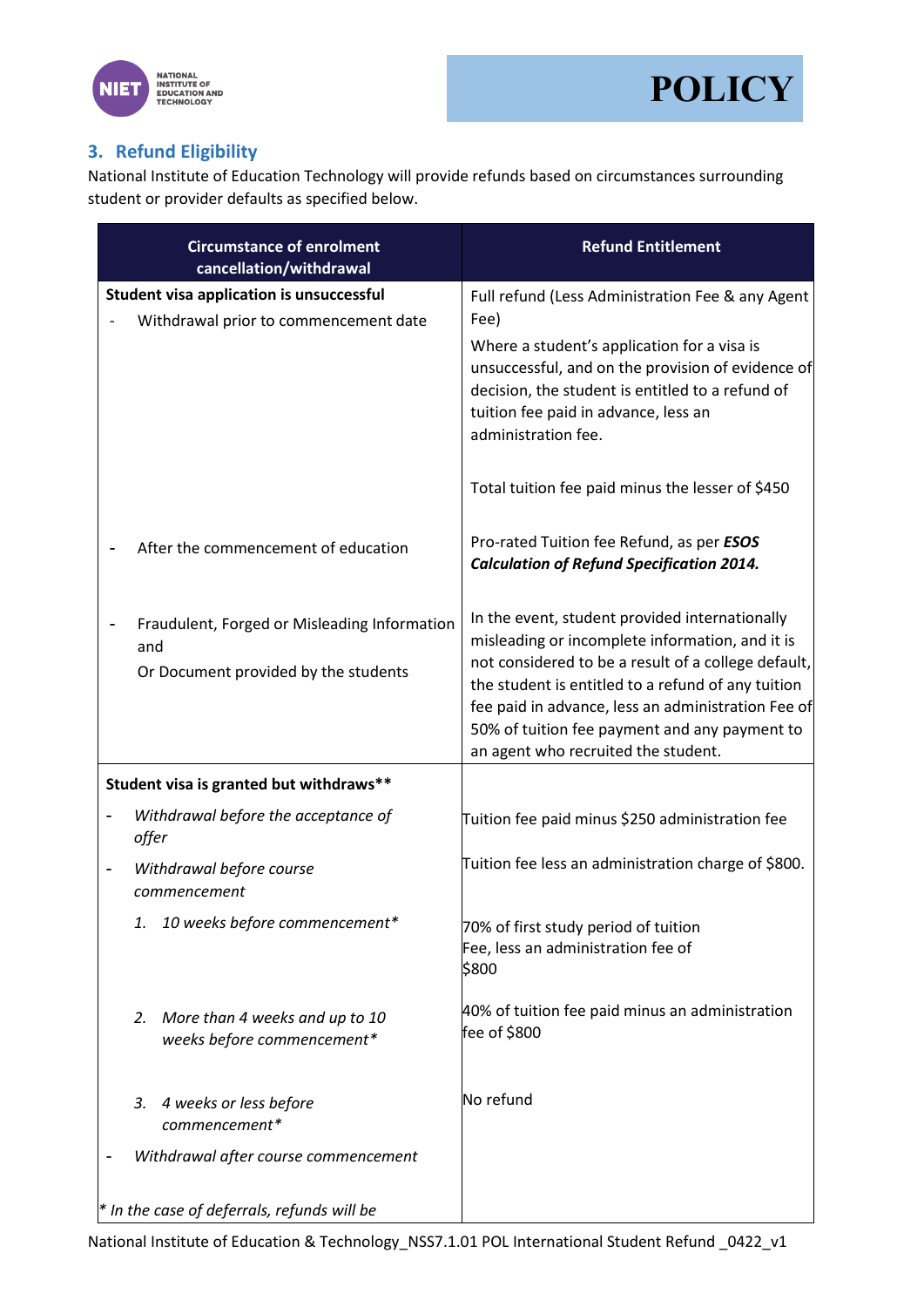## 3. Refund Eligibility

National Institute of Education Technology will provide refunds based on circumstances surrounding student or provider defaults as specified below.

| Circumstance of enrolment cancellation/withdrawal | Refund Entitlement |
|---|---|
| **Student visa application is unsuccessful** | |
| - Withdrawal prior to commencement date | Full refund (Less Administration Fee & any Agent Fee)<br>Where a student's application for a visa is unsuccessful, and on the provision of evidence of decision, the student is entitled to a refund of tuition fee paid in advance, less an administration fee.<br><br>Total tuition fee paid minus the lesser of $450 |
| - After the commencement of education | Pro-rated Tuition fee Refund, as per ***ESOS Calculation of Refund Specification 2014.*** |
| - Fraudulent, Forged or Misleading Information and Or Document provided by the students | In the event, student provided internationally misleading or incomplete information, and it is not considered to be a result of a college default, the student is entitled to a refund of any tuition fee paid in advance, less an administration Fee of 50% of tuition fee payment and any payment to an agent who recruited the student. |
| **Student visa is granted but withdraws**** | |
| - *Withdrawal before the acceptance of offer* | Tuition fee paid minus $250 administration fee |
| - *Withdrawal before course commencement* | Tuition fee less an administration charge of $800. |
| *1. 10 weeks before commencement** | 70% of first study period of tuition Fee, less an administration fee of $800 |
| *2. More than 4 weeks and up to 10 weeks before commencement** | 40% of tuition fee paid minus an administration fee of $800 |
| *3. 4 weeks or less before commencement** | No refund |
| - *Withdrawal after course commencement* | |
| ** In the case of deferrals, refunds will be* | |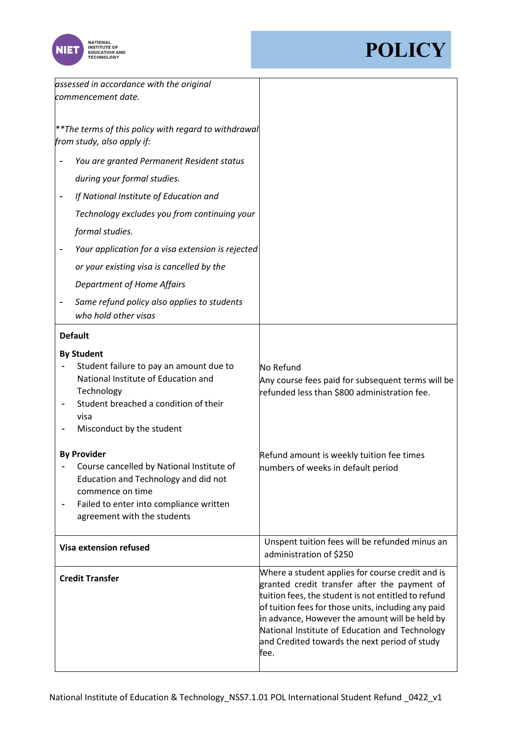| | |
|---|---|
| *assessed in accordance with the original commencement date.*<br><br>*\*\*The terms of this policy with regard to withdrawal from study, also apply if:*<br>- *You are granted Permanent Resident status during your formal studies.*<br>- *If National Institute of Education and Technology excludes you from continuing your formal studies.*<br>- *Your application for a visa extension is rejected or your existing visa is cancelled by the Department of Home Affairs*<br>- *Same refund policy also applies to students who hold other visas* | |
| **Default**<br><br>**By Student**<br>- Student failure to pay an amount due to National Institute of Education and Technology<br>- Student breached a condition of their visa<br>- Misconduct by the student | No Refund<br>Any course fees paid for subsequent terms will be refunded less than $800 administration fee. |
| **By Provider**<br>- Course cancelled by National Institute of Education and Technology and did not commence on time<br>- Failed to enter into compliance written agreement with the students | Refund amount is weekly tuition fee times numbers of weeks in default period |
| **Visa extension refused** | Unspent tuition fees will be refunded minus an administration of $250 |
| **Credit Transfer** | Where a student applies for course credit and is granted credit transfer after the payment of tuition fees, the student is not entitled to refund of tuition fees for those units, including any paid in advance, However the amount will be held by National Institute of Education and Technology and Credited towards the next period of study fee. |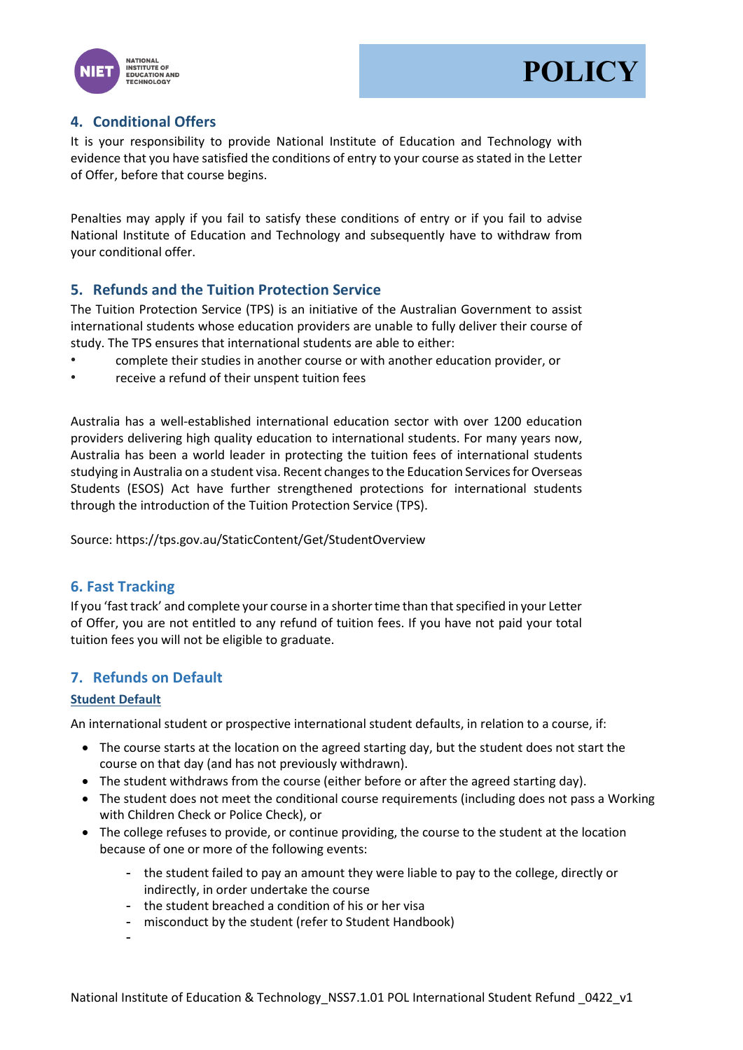## 4. Conditional Offers

It is your responsibility to provide National Institute of Education and Technology with evidence that you have satisfied the conditions of entry to your course as stated in the Letter of Offer, before that course begins.

Penalties may apply if you fail to satisfy these conditions of entry or if you fail to advise National Institute of Education and Technology and subsequently have to withdraw from your conditional offer.

## 5. Refunds and the Tuition Protection Service

The Tuition Protection Service (TPS) is an initiative of the Australian Government to assist international students whose education providers are unable to fully deliver their course of study. The TPS ensures that international students are able to either:

- complete their studies in another course or with another education provider, or
- receive a refund of their unspent tuition fees

Australia has a well-established international education sector with over 1200 education providers delivering high quality education to international students. For many years now, Australia has been a world leader in protecting the tuition fees of international students studying in Australia on a student visa. Recent changes to the Education Services for Overseas Students (ESOS) Act have further strengthened protections for international students through the introduction of the Tuition Protection Service (TPS).

Source: https://tps.gov.au/StaticContent/Get/StudentOverview

## 6. Fast Tracking

If you 'fast track' and complete your course in a shorter time than that specified in your Letter of Offer, you are not entitled to any refund of tuition fees. If you have not paid your total tuition fees you will not be eligible to graduate.

## 7. Refunds on Default

**Student Default**

An international student or prospective international student defaults, in relation to a course, if:

- The course starts at the location on the agreed starting day, but the student does not start the course on that day (and has not previously withdrawn).
- The student withdraws from the course (either before or after the agreed starting day).
- The student does not meet the conditional course requirements (including does not pass a Working with Children Check or Police Check), or
- The college refuses to provide, or continue providing, the course to the student at the location because of one or more of the following events:
  - the student failed to pay an amount they were liable to pay to the college, directly or indirectly, in order undertake the course
  - the student breached a condition of his or her visa
  - misconduct by the student (refer to Student Handbook)
  -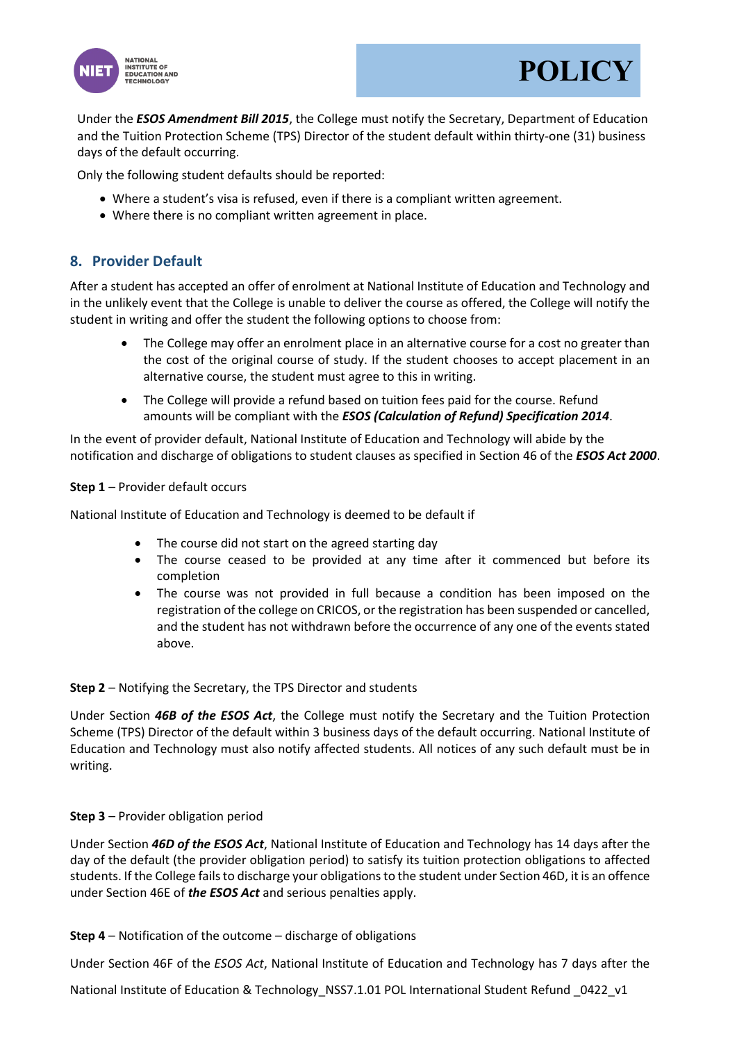Under the ***ESOS Amendment Bill 2015***, the College must notify the Secretary, Department of Education and the Tuition Protection Scheme (TPS) Director of the student default within thirty-one (31) business days of the default occurring.

Only the following student defaults should be reported:

- Where a student's visa is refused, even if there is a compliant written agreement.
- Where there is no compliant written agreement in place.

## 8. Provider Default

After a student has accepted an offer of enrolment at National Institute of Education and Technology and in the unlikely event that the College is unable to deliver the course as offered, the College will notify the student in writing and offer the student the following options to choose from:

- The College may offer an enrolment place in an alternative course for a cost no greater than the cost of the original course of study. If the student chooses to accept placement in an alternative course, the student must agree to this in writing.
- The College will provide a refund based on tuition fees paid for the course. Refund amounts will be compliant with the ***ESOS (Calculation of Refund) Specification 2014***.

In the event of provider default, National Institute of Education and Technology will abide by the notification and discharge of obligations to student clauses as specified in Section 46 of the ***ESOS Act 2000***.

**Step 1** – Provider default occurs

National Institute of Education and Technology is deemed to be default if

- The course did not start on the agreed starting day
- The course ceased to be provided at any time after it commenced but before its completion
- The course was not provided in full because a condition has been imposed on the registration of the college on CRICOS, or the registration has been suspended or cancelled, and the student has not withdrawn before the occurrence of any one of the events stated above.

**Step 2** – Notifying the Secretary, the TPS Director and students

Under Section ***46B of the ESOS Act***, the College must notify the Secretary and the Tuition Protection Scheme (TPS) Director of the default within 3 business days of the default occurring. National Institute of Education and Technology must also notify affected students. All notices of any such default must be in writing.

**Step 3** – Provider obligation period

Under Section ***46D of the ESOS Act***, National Institute of Education and Technology has 14 days after the day of the default (the provider obligation period) to satisfy its tuition protection obligations to affected students. If the College fails to discharge your obligations to the student under Section 46D, it is an offence under Section 46E of ***the ESOS Act*** and serious penalties apply.

**Step 4** – Notification of the outcome – discharge of obligations

Under Section 46F of the *ESOS Act*, National Institute of Education and Technology has 7 days after the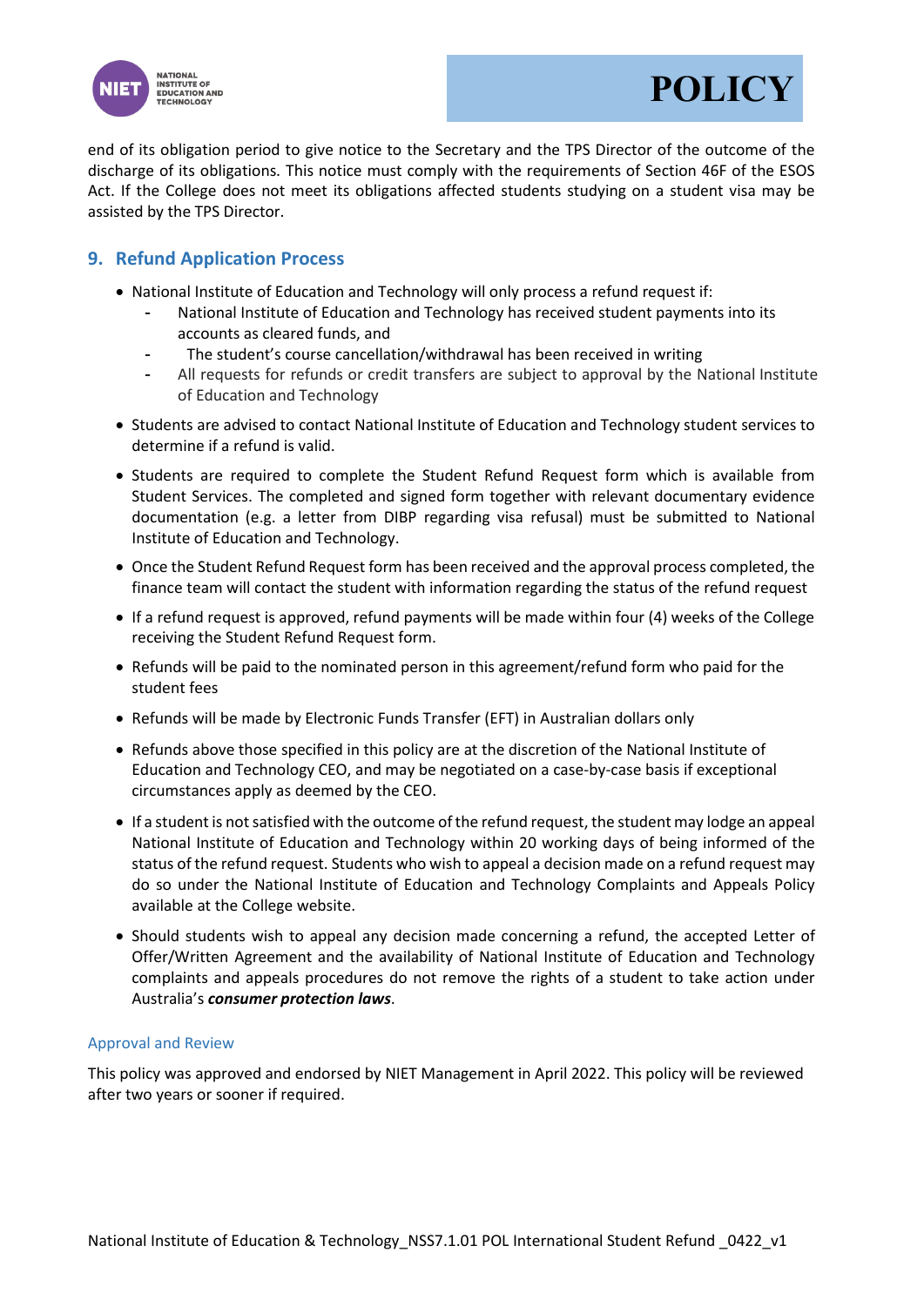end of its obligation period to give notice to the Secretary and the TPS Director of the outcome of the discharge of its obligations. This notice must comply with the requirements of Section 46F of the ESOS Act. If the College does not meet its obligations affected students studying on a student visa may be assisted by the TPS Director.

## 9. Refund Application Process

- National Institute of Education and Technology will only process a refund request if:
  - National Institute of Education and Technology has received student payments into its accounts as cleared funds, and
  - The student's course cancellation/withdrawal has been received in writing
  - All requests for refunds or credit transfers are subject to approval by the National Institute of Education and Technology
- Students are advised to contact National Institute of Education and Technology student services to determine if a refund is valid.
- Students are required to complete the Student Refund Request form which is available from Student Services. The completed and signed form together with relevant documentary evidence documentation (e.g. a letter from DIBP regarding visa refusal) must be submitted to National Institute of Education and Technology.
- Once the Student Refund Request form has been received and the approval process completed, the finance team will contact the student with information regarding the status of the refund request
- If a refund request is approved, refund payments will be made within four (4) weeks of the College receiving the Student Refund Request form.
- Refunds will be paid to the nominated person in this agreement/refund form who paid for the student fees
- Refunds will be made by Electronic Funds Transfer (EFT) in Australian dollars only
- Refunds above those specified in this policy are at the discretion of the National Institute of Education and Technology CEO, and may be negotiated on a case-by-case basis if exceptional circumstances apply as deemed by the CEO.
- If a student is not satisfied with the outcome of the refund request, the student may lodge an appeal National Institute of Education and Technology within 20 working days of being informed of the status of the refund request. Students who wish to appeal a decision made on a refund request may do so under the National Institute of Education and Technology Complaints and Appeals Policy available at the College website.
- Should students wish to appeal any decision made concerning a refund, the accepted Letter of Offer/Written Agreement and the availability of National Institute of Education and Technology complaints and appeals procedures do not remove the rights of a student to take action under Australia's ***consumer protection laws***.

### Approval and Review

This policy was approved and endorsed by NIET Management in April 2022. This policy will be reviewed after two years or sooner if required.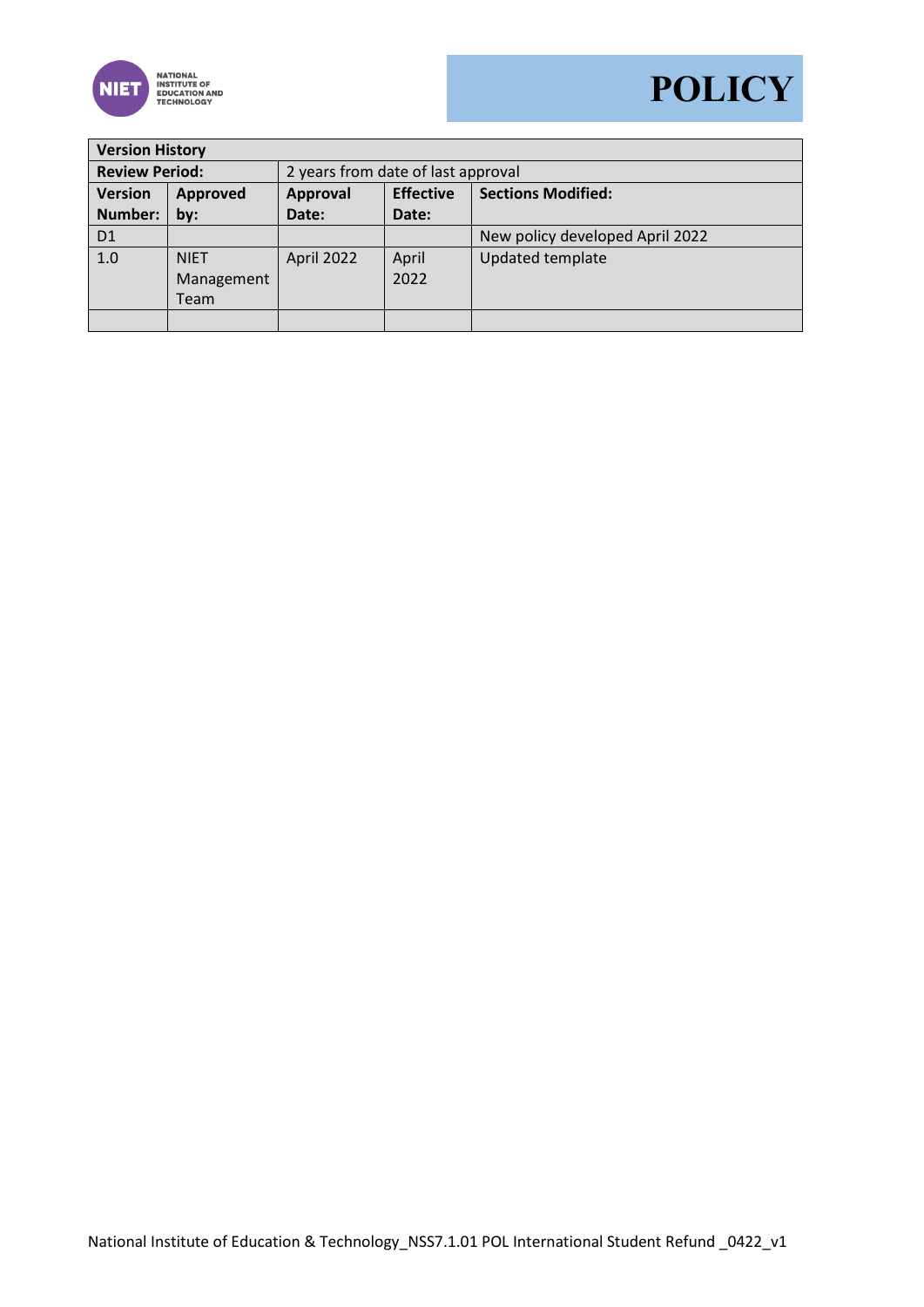# POLICY

| Version History | | | | |
|---|---|---|---|---|
| **Review Period:** | | 2 years from date of last approval | | |
| **Version Number:** | **Approved by:** | **Approval Date:** | **Effective Date:** | **Sections Modified:** |
| D1 | | | | New policy developed April 2022 |
| 1.0 | NIET Management Team | April 2022 | April 2022 | Updated template |
| | | | | |